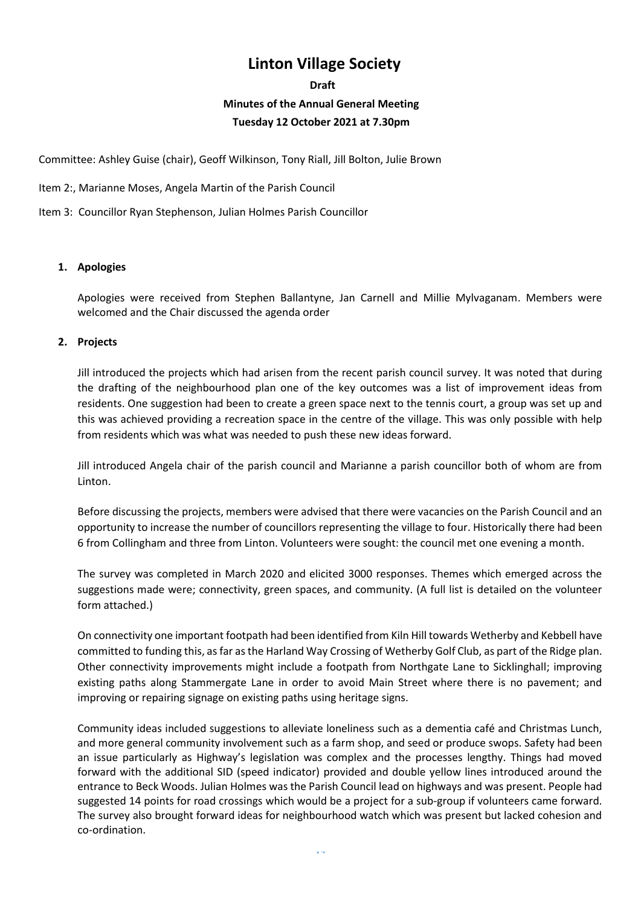# Linton Village Society

**Draft**

**Minutes of the Annual General Meeting**

**Tuesday 12 October 2021 at 7.30pm**

Committee: Ashley Guise (chair), Geoff Wilkinson, Tony Riall, Jill Bolton, Julie Brown

Item 2:, Marianne Moses, Angela Martin of the Parish Council

Item 3: Councillor Ryan Stephenson, Julian Holmes Parish Councillor

1. **Apologies**

   Apologies were received from Stephen Ballantyne, Jan Carnell and Millie Mylvaganam. Members were welcomed and the Chair discussed the agenda order

2. **Projects**

   Jill introduced the projects which had arisen from the recent parish council survey. It was noted that during the drafting of the neighbourhood plan one of the key outcomes was a list of improvement ideas from residents. One suggestion had been to create a green space next to the tennis court, a group was set up and this was achieved providing a recreation space in the centre of the village. This was only possible with help from residents which was what was needed to push these new ideas forward.

   Jill introduced Angela chair of the parish council and Marianne a parish councillor both of whom are from Linton.

   Before discussing the projects, members were advised that there were vacancies on the Parish Council and an opportunity to increase the number of councillors representing the village to four. Historically there had been 6 from Collingham and three from Linton. Volunteers were sought: the council met one evening a month.

   The survey was completed in March 2020 and elicited 3000 responses. Themes which emerged across the suggestions made were; connectivity, green spaces, and community. (A full list is detailed on the volunteer form attached.)

   On connectivity one important footpath had been identified from Kiln Hill towards Wetherby and Kebbell have committed to funding this, as far as the Harland Way Crossing of Wetherby Golf Club, as part of the Ridge plan. Other connectivity improvements might include a footpath from Northgate Lane to Sicklinghall; improving existing paths along Stammergate Lane in order to avoid Main Street where there is no pavement; and improving or repairing signage on existing paths using heritage signs.

   Community ideas included suggestions to alleviate loneliness such as a dementia café and Christmas Lunch, and more general community involvement such as a farm shop, and seed or produce swops. Safety had been an issue particularly as Highway's legislation was complex and the processes lengthy. Things had moved forward with the additional SID (speed indicator) provided and double yellow lines introduced around the entrance to Beck Woods. Julian Holmes was the Parish Council lead on highways and was present. People had suggested 14 points for road crossings which would be a project for a sub-group if volunteers came forward. The survey also brought forward ideas for neighbourhood watch which was present but lacked cohesion and co-ordination.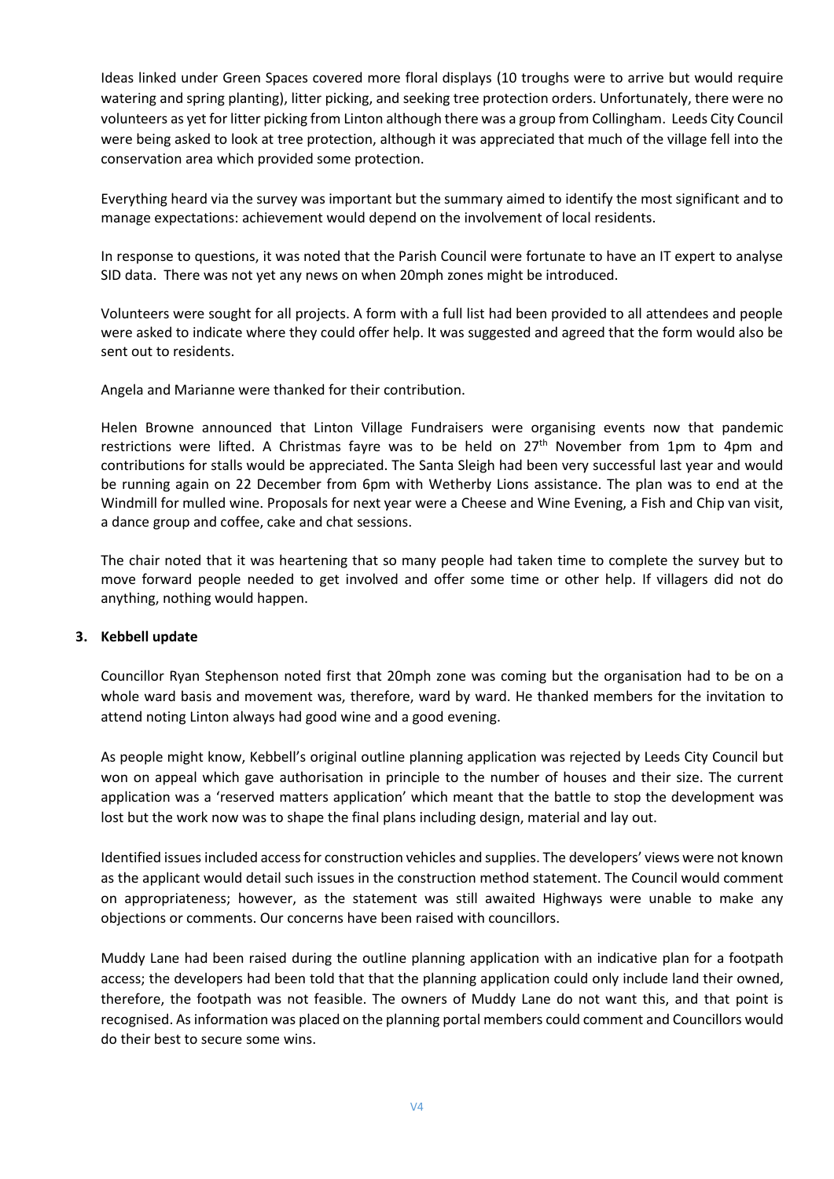Ideas linked under Green Spaces covered more floral displays (10 troughs were to arrive but would require watering and spring planting), litter picking, and seeking tree protection orders. Unfortunately, there were no volunteers as yet for litter picking from Linton although there was a group from Collingham. Leeds City Council were being asked to look at tree protection, although it was appreciated that much of the village fell into the conservation area which provided some protection.

Everything heard via the survey was important but the summary aimed to identify the most significant and to manage expectations: achievement would depend on the involvement of local residents.

In response to questions, it was noted that the Parish Council were fortunate to have an IT expert to analyse SID data. There was not yet any news on when 20mph zones might be introduced.

Volunteers were sought for all projects. A form with a full list had been provided to all attendees and people were asked to indicate where they could offer help. It was suggested and agreed that the form would also be sent out to residents.

Angela and Marianne were thanked for their contribution.

Helen Browne announced that Linton Village Fundraisers were organising events now that pandemic restrictions were lifted. A Christmas fayre was to be held on 27th November from 1pm to 4pm and contributions for stalls would be appreciated. The Santa Sleigh had been very successful last year and would be running again on 22 December from 6pm with Wetherby Lions assistance. The plan was to end at the Windmill for mulled wine. Proposals for next year were a Cheese and Wine Evening, a Fish and Chip van visit, a dance group and coffee, cake and chat sessions.

The chair noted that it was heartening that so many people had taken time to complete the survey but to move forward people needed to get involved and offer some time or other help. If villagers did not do anything, nothing would happen.

**3. Kebbell update**

Councillor Ryan Stephenson noted first that 20mph zone was coming but the organisation had to be on a whole ward basis and movement was, therefore, ward by ward. He thanked members for the invitation to attend noting Linton always had good wine and a good evening.

As people might know, Kebbell's original outline planning application was rejected by Leeds City Council but won on appeal which gave authorisation in principle to the number of houses and their size. The current application was a 'reserved matters application' which meant that the battle to stop the development was lost but the work now was to shape the final plans including design, material and lay out.

Identified issues included access for construction vehicles and supplies. The developers' views were not known as the applicant would detail such issues in the construction method statement. The Council would comment on appropriateness; however, as the statement was still awaited Highways were unable to make any objections or comments. Our concerns have been raised with councillors.

Muddy Lane had been raised during the outline planning application with an indicative plan for a footpath access; the developers had been told that that the planning application could only include land their owned, therefore, the footpath was not feasible. The owners of Muddy Lane do not want this, and that point is recognised. As information was placed on the planning portal members could comment and Councillors would do their best to secure some wins.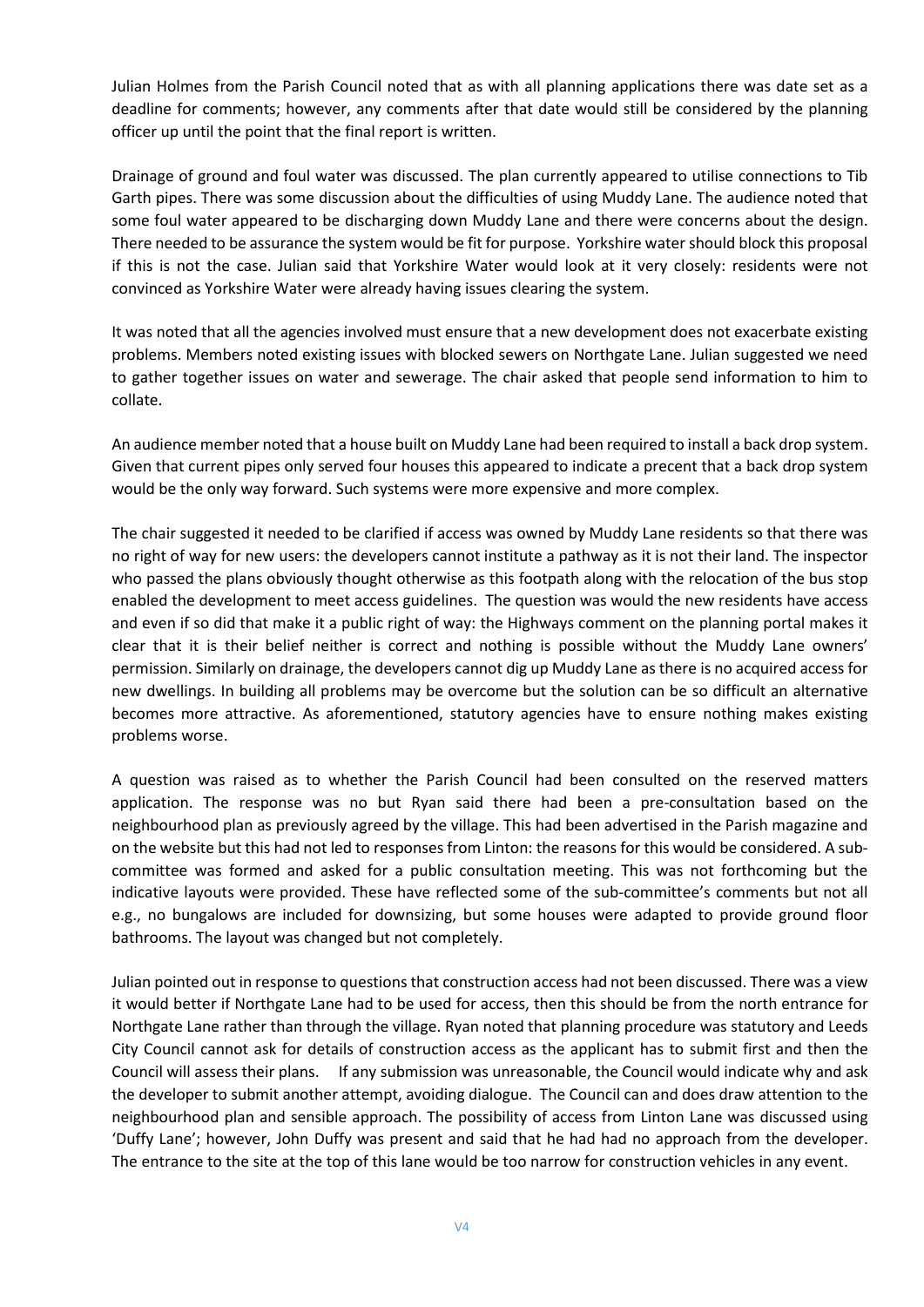Julian Holmes from the Parish Council noted that as with all planning applications there was date set as a deadline for comments; however, any comments after that date would still be considered by the planning officer up until the point that the final report is written.

Drainage of ground and foul water was discussed. The plan currently appeared to utilise connections to Tib Garth pipes. There was some discussion about the difficulties of using Muddy Lane. The audience noted that some foul water appeared to be discharging down Muddy Lane and there were concerns about the design. There needed to be assurance the system would be fit for purpose. Yorkshire water should block this proposal if this is not the case. Julian said that Yorkshire Water would look at it very closely: residents were not convinced as Yorkshire Water were already having issues clearing the system.

It was noted that all the agencies involved must ensure that a new development does not exacerbate existing problems. Members noted existing issues with blocked sewers on Northgate Lane. Julian suggested we need to gather together issues on water and sewerage. The chair asked that people send information to him to collate.

An audience member noted that a house built on Muddy Lane had been required to install a back drop system. Given that current pipes only served four houses this appeared to indicate a precent that a back drop system would be the only way forward. Such systems were more expensive and more complex.

The chair suggested it needed to be clarified if access was owned by Muddy Lane residents so that there was no right of way for new users: the developers cannot institute a pathway as it is not their land. The inspector who passed the plans obviously thought otherwise as this footpath along with the relocation of the bus stop enabled the development to meet access guidelines. The question was would the new residents have access and even if so did that make it a public right of way: the Highways comment on the planning portal makes it clear that it is their belief neither is correct and nothing is possible without the Muddy Lane owners' permission. Similarly on drainage, the developers cannot dig up Muddy Lane as there is no acquired access for new dwellings. In building all problems may be overcome but the solution can be so difficult an alternative becomes more attractive. As aforementioned, statutory agencies have to ensure nothing makes existing problems worse.

A question was raised as to whether the Parish Council had been consulted on the reserved matters application. The response was no but Ryan said there had been a pre-consultation based on the neighbourhood plan as previously agreed by the village. This had been advertised in the Parish magazine and on the website but this had not led to responses from Linton: the reasons for this would be considered. A sub-committee was formed and asked for a public consultation meeting. This was not forthcoming but the indicative layouts were provided. These have reflected some of the sub-committee's comments but not all e.g., no bungalows are included for downsizing, but some houses were adapted to provide ground floor bathrooms. The layout was changed but not completely.

Julian pointed out in response to questions that construction access had not been discussed. There was a view it would better if Northgate Lane had to be used for access, then this should be from the north entrance for Northgate Lane rather than through the village. Ryan noted that planning procedure was statutory and Leeds City Council cannot ask for details of construction access as the applicant has to submit first and then the Council will assess their plans. If any submission was unreasonable, the Council would indicate why and ask the developer to submit another attempt, avoiding dialogue. The Council can and does draw attention to the neighbourhood plan and sensible approach. The possibility of access from Linton Lane was discussed using 'Duffy Lane'; however, John Duffy was present and said that he had had no approach from the developer. The entrance to the site at the top of this lane would be too narrow for construction vehicles in any event.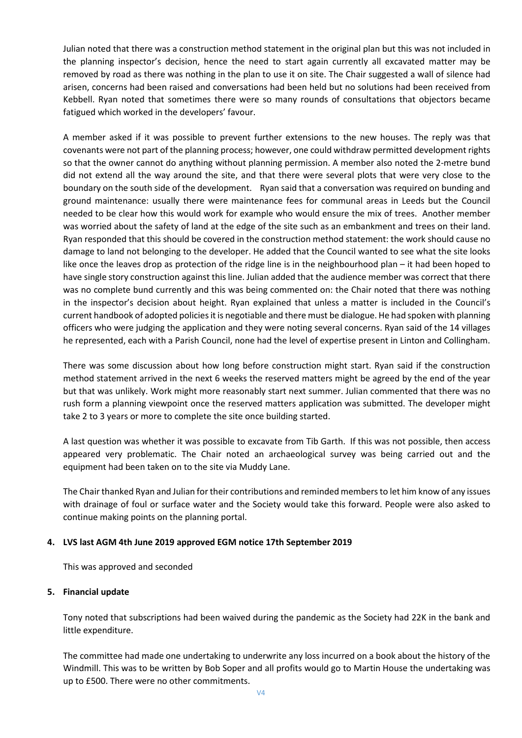Julian noted that there was a construction method statement in the original plan but this was not included in the planning inspector's decision, hence the need to start again currently all excavated matter may be removed by road as there was nothing in the plan to use it on site. The Chair suggested a wall of silence had arisen, concerns had been raised and conversations had been held but no solutions had been received from Kebbell. Ryan noted that sometimes there were so many rounds of consultations that objectors became fatigued which worked in the developers' favour.

A member asked if it was possible to prevent further extensions to the new houses. The reply was that covenants were not part of the planning process; however, one could withdraw permitted development rights so that the owner cannot do anything without planning permission. A member also noted the 2-metre bund did not extend all the way around the site, and that there were several plots that were very close to the boundary on the south side of the development. Ryan said that a conversation was required on bunding and ground maintenance: usually there were maintenance fees for communal areas in Leeds but the Council needed to be clear how this would work for example who would ensure the mix of trees. Another member was worried about the safety of land at the edge of the site such as an embankment and trees on their land. Ryan responded that this should be covered in the construction method statement: the work should cause no damage to land not belonging to the developer. He added that the Council wanted to see what the site looks like once the leaves drop as protection of the ridge line is in the neighbourhood plan – it had been hoped to have single story construction against this line. Julian added that the audience member was correct that there was no complete bund currently and this was being commented on: the Chair noted that there was nothing in the inspector's decision about height. Ryan explained that unless a matter is included in the Council's current handbook of adopted policies it is negotiable and there must be dialogue. He had spoken with planning officers who were judging the application and they were noting several concerns. Ryan said of the 14 villages he represented, each with a Parish Council, none had the level of expertise present in Linton and Collingham.

There was some discussion about how long before construction might start. Ryan said if the construction method statement arrived in the next 6 weeks the reserved matters might be agreed by the end of the year but that was unlikely. Work might more reasonably start next summer. Julian commented that there was no rush form a planning viewpoint once the reserved matters application was submitted. The developer might take 2 to 3 years or more to complete the site once building started.

A last question was whether it was possible to excavate from Tib Garth. If this was not possible, then access appeared very problematic. The Chair noted an archaeological survey was being carried out and the equipment had been taken on to the site via Muddy Lane.

The Chair thanked Ryan and Julian for their contributions and reminded members to let him know of any issues with drainage of foul or surface water and the Society would take this forward. People were also asked to continue making points on the planning portal.

**4. LVS last AGM 4th June 2019 approved EGM notice 17th September 2019**

This was approved and seconded

**5. Financial update**

Tony noted that subscriptions had been waived during the pandemic as the Society had 22K in the bank and little expenditure.

The committee had made one undertaking to underwrite any loss incurred on a book about the history of the Windmill. This was to be written by Bob Soper and all profits would go to Martin House the undertaking was up to £500. There were no other commitments.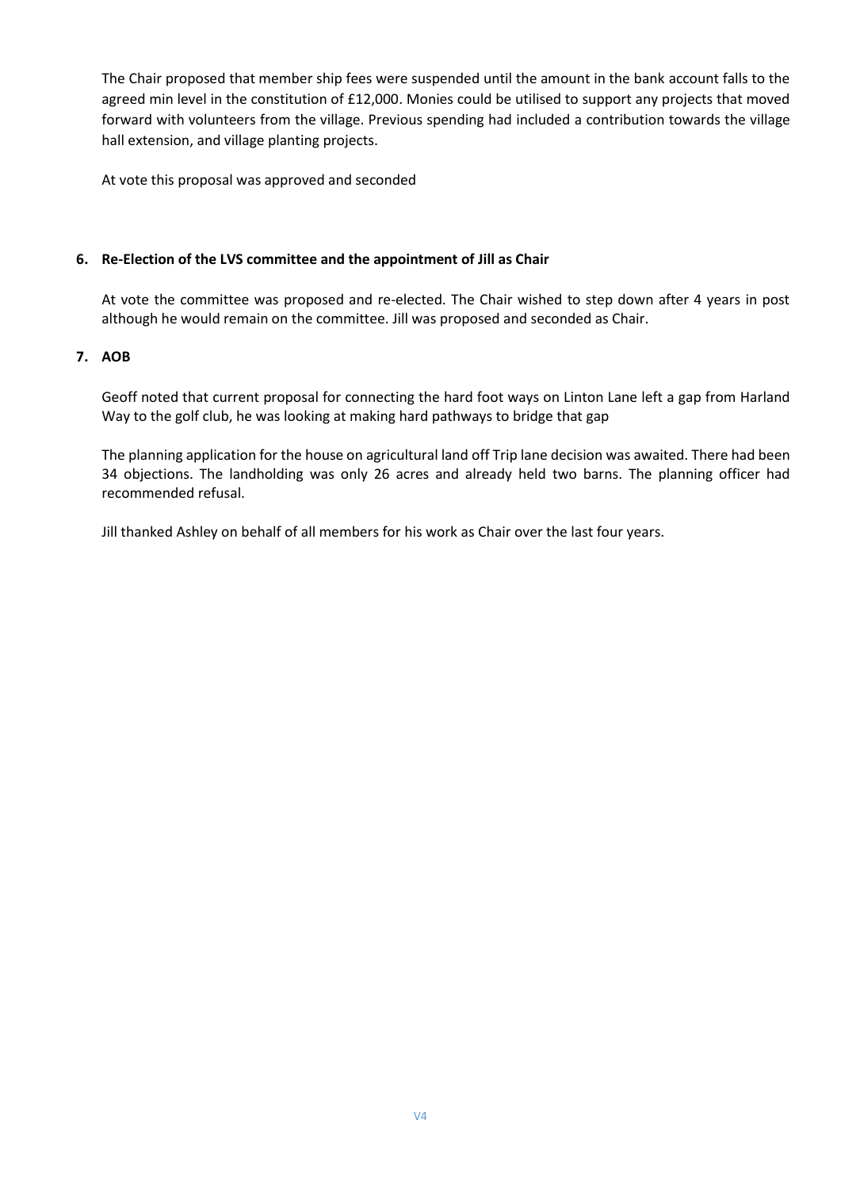The Chair proposed that member ship fees were suspended until the amount in the bank account falls to the agreed min level in the constitution of £12,000. Monies could be utilised to support any projects that moved forward with volunteers from the village. Previous spending had included a contribution towards the village hall extension, and village planting projects.

At vote this proposal was approved and seconded

**6. Re-Election of the LVS committee and the appointment of Jill as Chair**

At vote the committee was proposed and re-elected. The Chair wished to step down after 4 years in post although he would remain on the committee. Jill was proposed and seconded as Chair.

**7. AOB**

Geoff noted that current proposal for connecting the hard foot ways on Linton Lane left a gap from Harland Way to the golf club, he was looking at making hard pathways to bridge that gap

The planning application for the house on agricultural land off Trip lane decision was awaited. There had been 34 objections. The landholding was only 26 acres and already held two barns. The planning officer had recommended refusal.

Jill thanked Ashley on behalf of all members for his work as Chair over the last four years.

V4